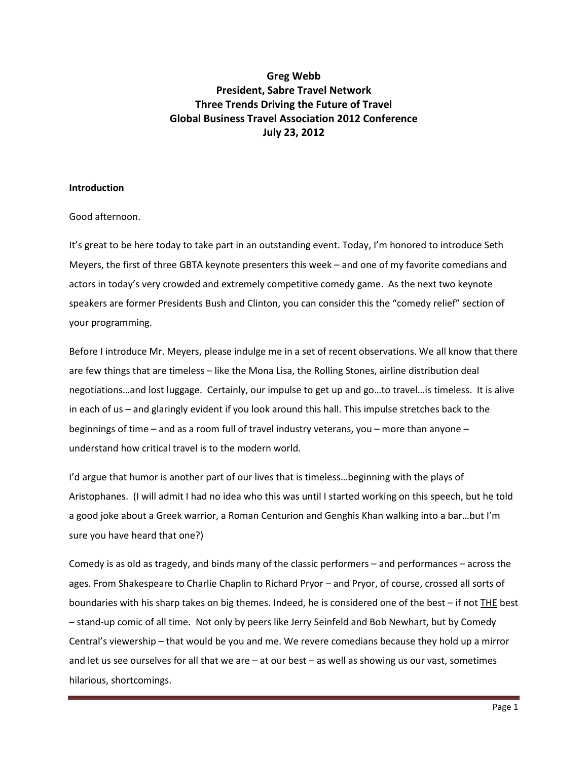**Greg Webb**
**President, Sabre Travel Network**
**Three Trends Driving the Future of Travel**
**Global Business Travel Association 2012 Conference**
**July 23, 2012**

## Introduction

Good afternoon.

It's great to be here today to take part in an outstanding event. Today, I'm honored to introduce Seth Meyers, the first of three GBTA keynote presenters this week – and one of my favorite comedians and actors in today's very crowded and extremely competitive comedy game. As the next two keynote speakers are former Presidents Bush and Clinton, you can consider this the "comedy relief" section of your programming.

Before I introduce Mr. Meyers, please indulge me in a set of recent observations. We all know that there are few things that are timeless – like the Mona Lisa, the Rolling Stones, airline distribution deal negotiations…and lost luggage. Certainly, our impulse to get up and go…to travel…is timeless. It is alive in each of us – and glaringly evident if you look around this hall. This impulse stretches back to the beginnings of time – and as a room full of travel industry veterans, you – more than anyone – understand how critical travel is to the modern world.

I'd argue that humor is another part of our lives that is timeless…beginning with the plays of Aristophanes. (I will admit I had no idea who this was until I started working on this speech, but he told a good joke about a Greek warrior, a Roman Centurion and Genghis Khan walking into a bar…but I'm sure you have heard that one?)

Comedy is as old as tragedy, and binds many of the classic performers – and performances – across the ages. From Shakespeare to Charlie Chaplin to Richard Pryor – and Pryor, of course, crossed all sorts of boundaries with his sharp takes on big themes. Indeed, he is considered one of the best – if not <u>THE</u> best – stand-up comic of all time. Not only by peers like Jerry Seinfeld and Bob Newhart, but by Comedy Central's viewership – that would be you and me. We revere comedians because they hold up a mirror and let us see ourselves for all that we are – at our best – as well as showing us our vast, sometimes hilarious, shortcomings.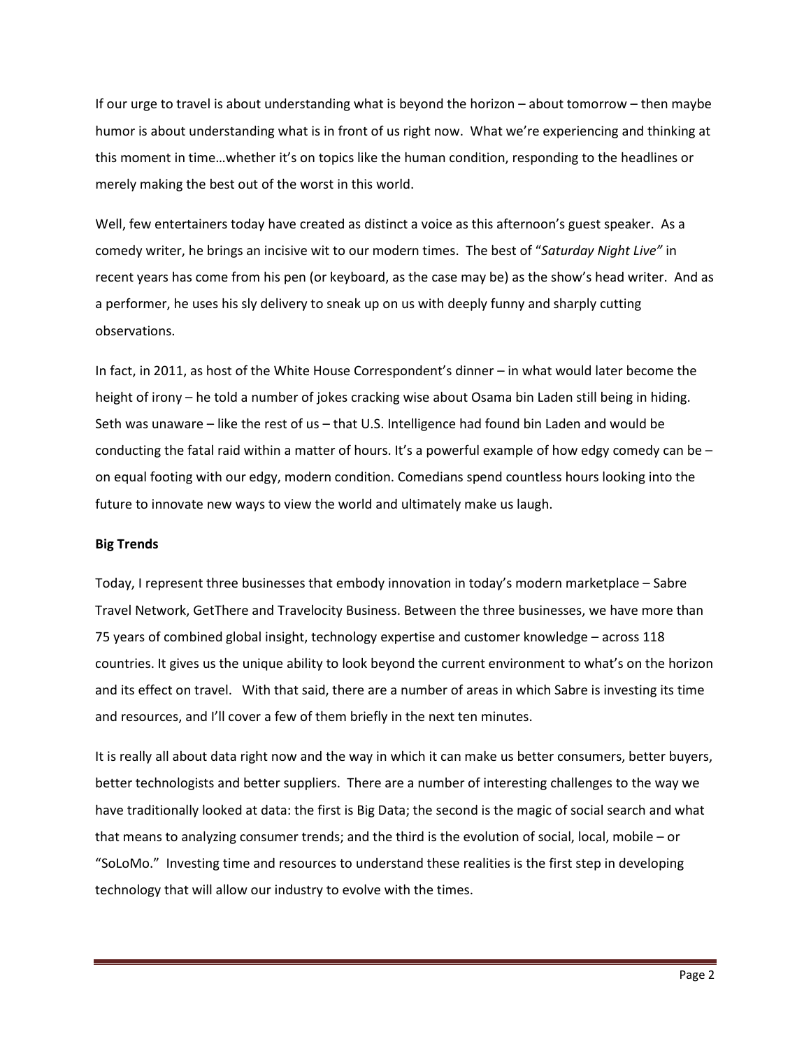If our urge to travel is about understanding what is beyond the horizon – about tomorrow – then maybe humor is about understanding what is in front of us right now. What we're experiencing and thinking at this moment in time…whether it's on topics like the human condition, responding to the headlines or merely making the best out of the worst in this world.

Well, few entertainers today have created as distinct a voice as this afternoon's guest speaker. As a comedy writer, he brings an incisive wit to our modern times. The best of "*Saturday Night Live"* in recent years has come from his pen (or keyboard, as the case may be) as the show's head writer. And as a performer, he uses his sly delivery to sneak up on us with deeply funny and sharply cutting observations.

In fact, in 2011, as host of the White House Correspondent's dinner – in what would later become the height of irony – he told a number of jokes cracking wise about Osama bin Laden still being in hiding. Seth was unaware – like the rest of us – that U.S. Intelligence had found bin Laden and would be conducting the fatal raid within a matter of hours. It's a powerful example of how edgy comedy can be – on equal footing with our edgy, modern condition. Comedians spend countless hours looking into the future to innovate new ways to view the world and ultimately make us laugh.

**Big Trends**

Today, I represent three businesses that embody innovation in today's modern marketplace – Sabre Travel Network, GetThere and Travelocity Business. Between the three businesses, we have more than 75 years of combined global insight, technology expertise and customer knowledge – across 118 countries. It gives us the unique ability to look beyond the current environment to what's on the horizon and its effect on travel. With that said, there are a number of areas in which Sabre is investing its time and resources, and I'll cover a few of them briefly in the next ten minutes.

It is really all about data right now and the way in which it can make us better consumers, better buyers, better technologists and better suppliers. There are a number of interesting challenges to the way we have traditionally looked at data: the first is Big Data; the second is the magic of social search and what that means to analyzing consumer trends; and the third is the evolution of social, local, mobile – or "SoLoMo." Investing time and resources to understand these realities is the first step in developing technology that will allow our industry to evolve with the times.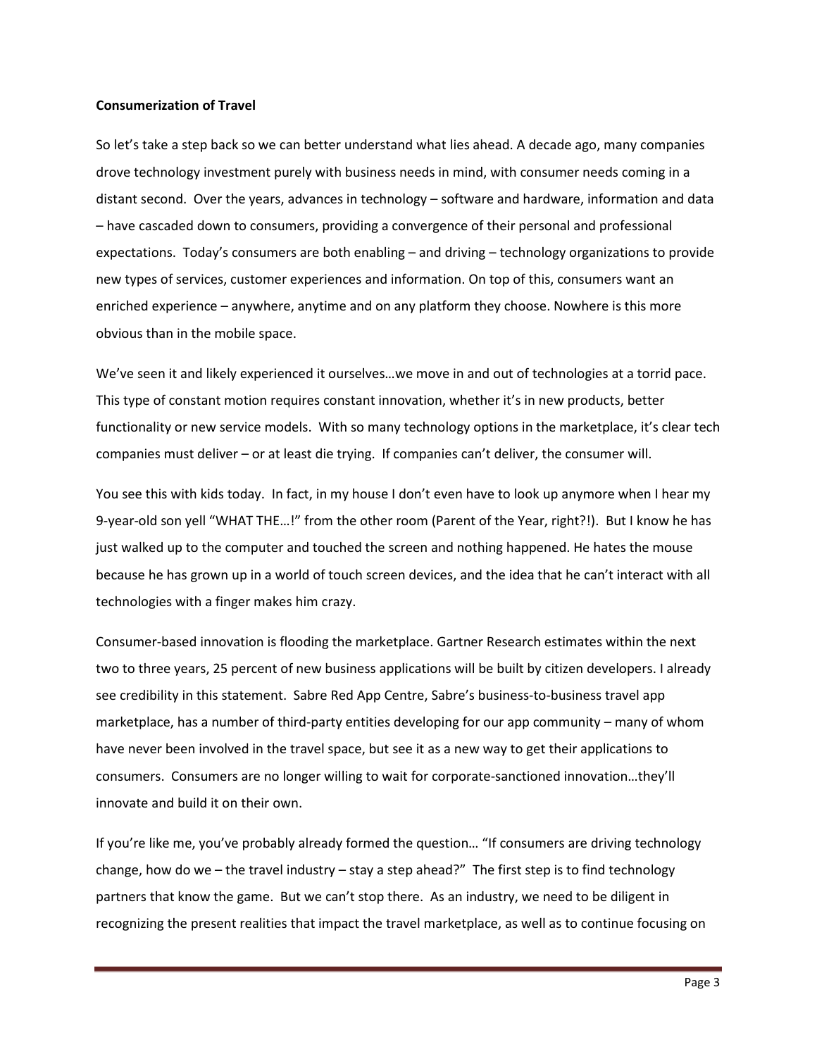**Consumerization of Travel**

So let's take a step back so we can better understand what lies ahead. A decade ago, many companies drove technology investment purely with business needs in mind, with consumer needs coming in a distant second. Over the years, advances in technology – software and hardware, information and data – have cascaded down to consumers, providing a convergence of their personal and professional expectations. Today's consumers are both enabling – and driving – technology organizations to provide new types of services, customer experiences and information. On top of this, consumers want an enriched experience – anywhere, anytime and on any platform they choose. Nowhere is this more obvious than in the mobile space.

We've seen it and likely experienced it ourselves…we move in and out of technologies at a torrid pace. This type of constant motion requires constant innovation, whether it's in new products, better functionality or new service models. With so many technology options in the marketplace, it's clear tech companies must deliver – or at least die trying. If companies can't deliver, the consumer will.

You see this with kids today. In fact, in my house I don't even have to look up anymore when I hear my 9-year-old son yell "WHAT THE…!" from the other room (Parent of the Year, right?!). But I know he has just walked up to the computer and touched the screen and nothing happened. He hates the mouse because he has grown up in a world of touch screen devices, and the idea that he can't interact with all technologies with a finger makes him crazy.

Consumer-based innovation is flooding the marketplace. Gartner Research estimates within the next two to three years, 25 percent of new business applications will be built by citizen developers. I already see credibility in this statement. Sabre Red App Centre, Sabre's business-to-business travel app marketplace, has a number of third-party entities developing for our app community – many of whom have never been involved in the travel space, but see it as a new way to get their applications to consumers. Consumers are no longer willing to wait for corporate-sanctioned innovation…they'll innovate and build it on their own.

If you're like me, you've probably already formed the question… "If consumers are driving technology change, how do we – the travel industry – stay a step ahead?" The first step is to find technology partners that know the game. But we can't stop there. As an industry, we need to be diligent in recognizing the present realities that impact the travel marketplace, as well as to continue focusing on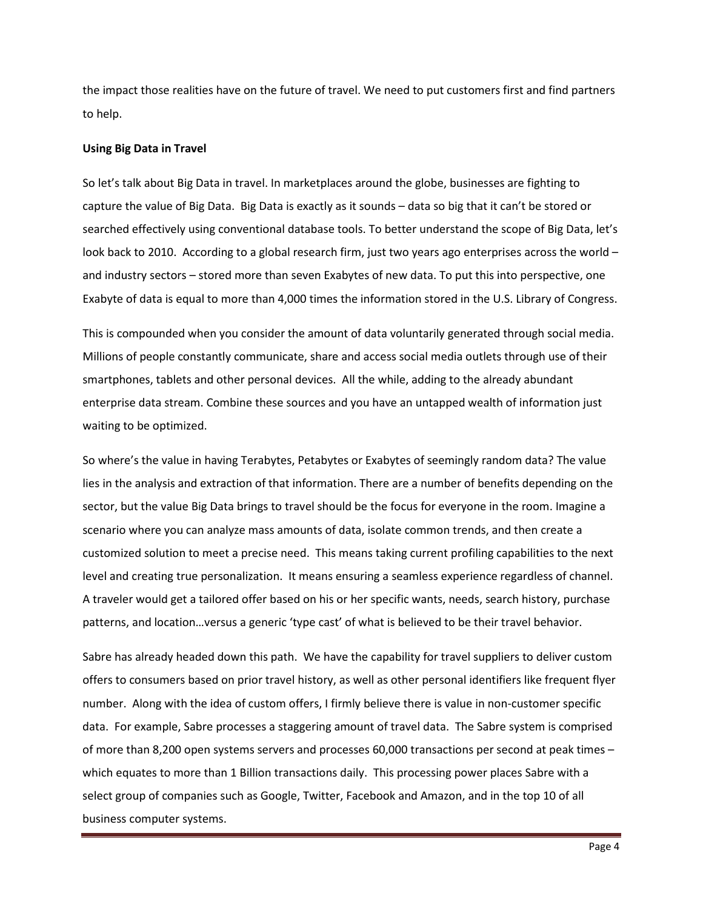the impact those realities have on the future of travel. We need to put customers first and find partners to help.

**Using Big Data in Travel**

So let's talk about Big Data in travel. In marketplaces around the globe, businesses are fighting to capture the value of Big Data. Big Data is exactly as it sounds – data so big that it can't be stored or searched effectively using conventional database tools. To better understand the scope of Big Data, let's look back to 2010. According to a global research firm, just two years ago enterprises across the world – and industry sectors – stored more than seven Exabytes of new data. To put this into perspective, one Exabyte of data is equal to more than 4,000 times the information stored in the U.S. Library of Congress.

This is compounded when you consider the amount of data voluntarily generated through social media. Millions of people constantly communicate, share and access social media outlets through use of their smartphones, tablets and other personal devices. All the while, adding to the already abundant enterprise data stream. Combine these sources and you have an untapped wealth of information just waiting to be optimized.

So where's the value in having Terabytes, Petabytes or Exabytes of seemingly random data? The value lies in the analysis and extraction of that information. There are a number of benefits depending on the sector, but the value Big Data brings to travel should be the focus for everyone in the room. Imagine a scenario where you can analyze mass amounts of data, isolate common trends, and then create a customized solution to meet a precise need. This means taking current profiling capabilities to the next level and creating true personalization. It means ensuring a seamless experience regardless of channel. A traveler would get a tailored offer based on his or her specific wants, needs, search history, purchase patterns, and location…versus a generic 'type cast' of what is believed to be their travel behavior.

Sabre has already headed down this path. We have the capability for travel suppliers to deliver custom offers to consumers based on prior travel history, as well as other personal identifiers like frequent flyer number. Along with the idea of custom offers, I firmly believe there is value in non-customer specific data. For example, Sabre processes a staggering amount of travel data. The Sabre system is comprised of more than 8,200 open systems servers and processes 60,000 transactions per second at peak times – which equates to more than 1 Billion transactions daily. This processing power places Sabre with a select group of companies such as Google, Twitter, Facebook and Amazon, and in the top 10 of all business computer systems.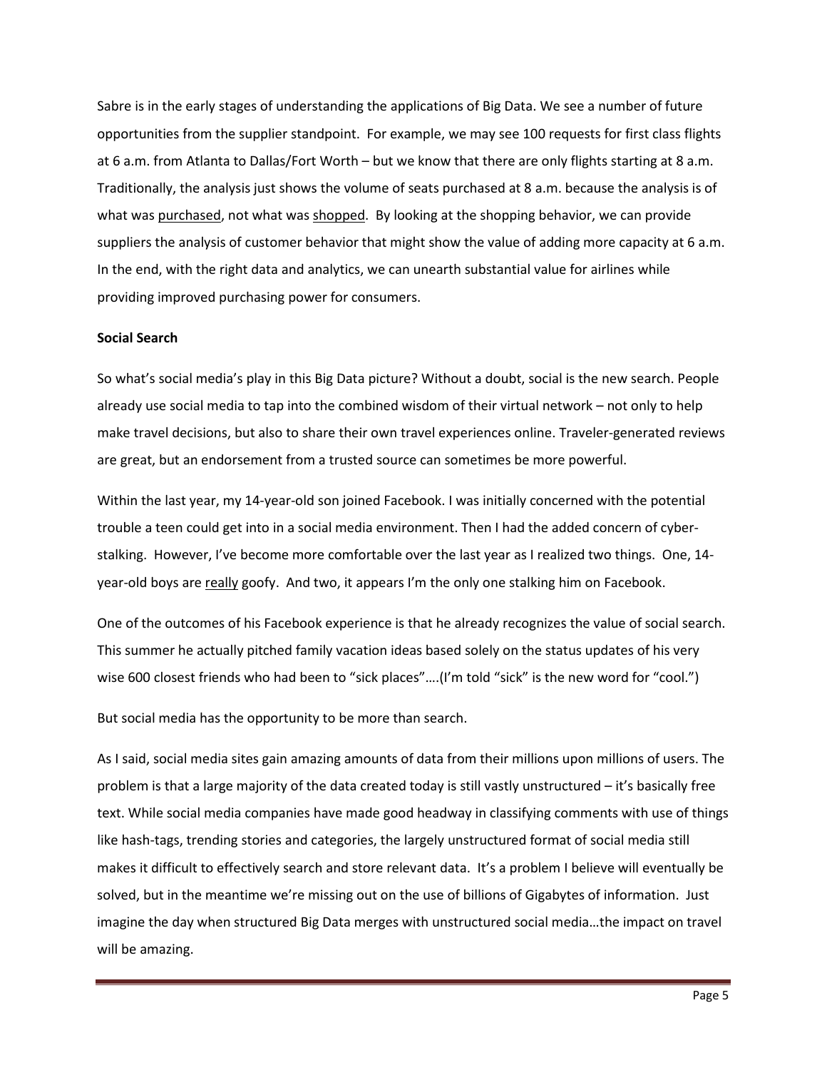Sabre is in the early stages of understanding the applications of Big Data. We see a number of future opportunities from the supplier standpoint. For example, we may see 100 requests for first class flights at 6 a.m. from Atlanta to Dallas/Fort Worth – but we know that there are only flights starting at 8 a.m. Traditionally, the analysis just shows the volume of seats purchased at 8 a.m. because the analysis is of what was <u>purchased</u>, not what was <u>shopped</u>. By looking at the shopping behavior, we can provide suppliers the analysis of customer behavior that might show the value of adding more capacity at 6 a.m. In the end, with the right data and analytics, we can unearth substantial value for airlines while providing improved purchasing power for consumers.

**Social Search**

So what's social media's play in this Big Data picture? Without a doubt, social is the new search. People already use social media to tap into the combined wisdom of their virtual network – not only to help make travel decisions, but also to share their own travel experiences online. Traveler-generated reviews are great, but an endorsement from a trusted source can sometimes be more powerful.

Within the last year, my 14-year-old son joined Facebook. I was initially concerned with the potential trouble a teen could get into in a social media environment. Then I had the added concern of cyber-stalking. However, I've become more comfortable over the last year as I realized two things. One, 14-year-old boys are <u>really</u> goofy. And two, it appears I'm the only one stalking him on Facebook.

One of the outcomes of his Facebook experience is that he already recognizes the value of social search. This summer he actually pitched family vacation ideas based solely on the status updates of his very wise 600 closest friends who had been to "sick places"….(I'm told "sick" is the new word for "cool.")

But social media has the opportunity to be more than search.

As I said, social media sites gain amazing amounts of data from their millions upon millions of users. The problem is that a large majority of the data created today is still vastly unstructured – it's basically free text. While social media companies have made good headway in classifying comments with use of things like hash-tags, trending stories and categories, the largely unstructured format of social media still makes it difficult to effectively search and store relevant data. It's a problem I believe will eventually be solved, but in the meantime we're missing out on the use of billions of Gigabytes of information. Just imagine the day when structured Big Data merges with unstructured social media…the impact on travel will be amazing.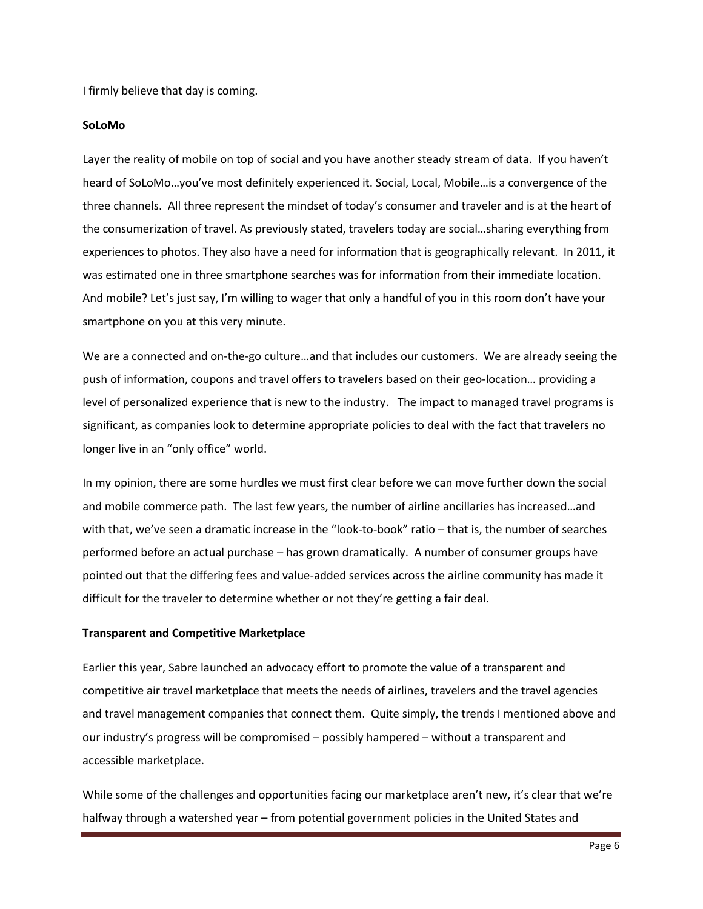I firmly believe that day is coming.

**SoLoMo**

Layer the reality of mobile on top of social and you have another steady stream of data. If you haven't heard of SoLoMo…you've most definitely experienced it. Social, Local, Mobile…is a convergence of the three channels. All three represent the mindset of today's consumer and traveler and is at the heart of the consumerization of travel. As previously stated, travelers today are social…sharing everything from experiences to photos. They also have a need for information that is geographically relevant. In 2011, it was estimated one in three smartphone searches was for information from their immediate location. And mobile? Let's just say, I'm willing to wager that only a handful of you in this room <u>don't</u> have your smartphone on you at this very minute.

We are a connected and on-the-go culture…and that includes our customers. We are already seeing the push of information, coupons and travel offers to travelers based on their geo-location… providing a level of personalized experience that is new to the industry. The impact to managed travel programs is significant, as companies look to determine appropriate policies to deal with the fact that travelers no longer live in an "only office" world.

In my opinion, there are some hurdles we must first clear before we can move further down the social and mobile commerce path. The last few years, the number of airline ancillaries has increased…and with that, we've seen a dramatic increase in the "look-to-book" ratio – that is, the number of searches performed before an actual purchase – has grown dramatically. A number of consumer groups have pointed out that the differing fees and value-added services across the airline community has made it difficult for the traveler to determine whether or not they're getting a fair deal.

**Transparent and Competitive Marketplace**

Earlier this year, Sabre launched an advocacy effort to promote the value of a transparent and competitive air travel marketplace that meets the needs of airlines, travelers and the travel agencies and travel management companies that connect them. Quite simply, the trends I mentioned above and our industry's progress will be compromised – possibly hampered – without a transparent and accessible marketplace.

While some of the challenges and opportunities facing our marketplace aren't new, it's clear that we're halfway through a watershed year – from potential government policies in the United States and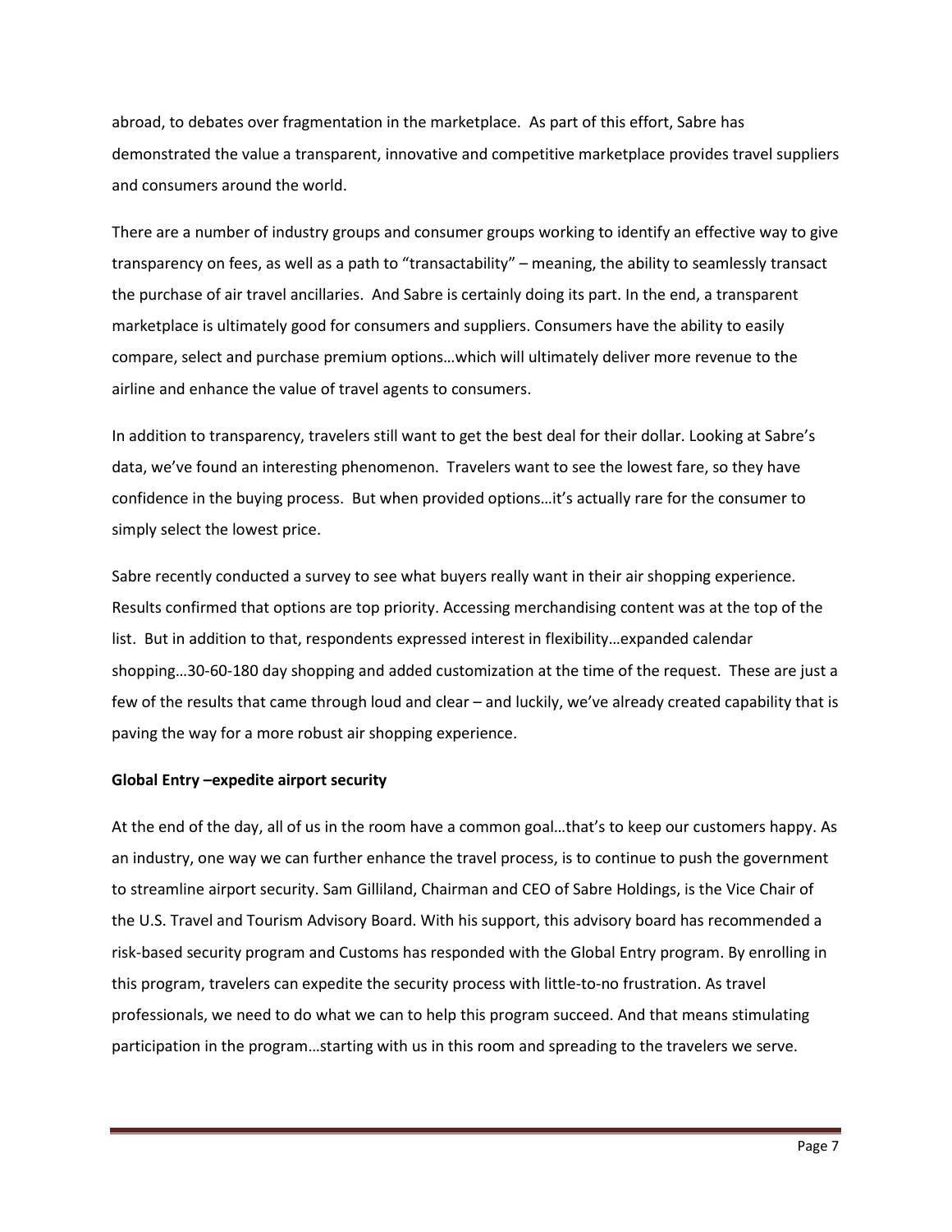abroad, to debates over fragmentation in the marketplace. As part of this effort, Sabre has demonstrated the value a transparent, innovative and competitive marketplace provides travel suppliers and consumers around the world.

There are a number of industry groups and consumer groups working to identify an effective way to give transparency on fees, as well as a path to "transactability" – meaning, the ability to seamlessly transact the purchase of air travel ancillaries. And Sabre is certainly doing its part. In the end, a transparent marketplace is ultimately good for consumers and suppliers. Consumers have the ability to easily compare, select and purchase premium options…which will ultimately deliver more revenue to the airline and enhance the value of travel agents to consumers.

In addition to transparency, travelers still want to get the best deal for their dollar. Looking at Sabre's data, we've found an interesting phenomenon. Travelers want to see the lowest fare, so they have confidence in the buying process. But when provided options…it's actually rare for the consumer to simply select the lowest price.

Sabre recently conducted a survey to see what buyers really want in their air shopping experience. Results confirmed that options are top priority. Accessing merchandising content was at the top of the list. But in addition to that, respondents expressed interest in flexibility…expanded calendar shopping…30-60-180 day shopping and added customization at the time of the request. These are just a few of the results that came through loud and clear – and luckily, we've already created capability that is paving the way for a more robust air shopping experience.

**Global Entry –expedite airport security**

At the end of the day, all of us in the room have a common goal…that's to keep our customers happy. As an industry, one way we can further enhance the travel process, is to continue to push the government to streamline airport security. Sam Gilliland, Chairman and CEO of Sabre Holdings, is the Vice Chair of the U.S. Travel and Tourism Advisory Board. With his support, this advisory board has recommended a risk-based security program and Customs has responded with the Global Entry program. By enrolling in this program, travelers can expedite the security process with little-to-no frustration. As travel professionals, we need to do what we can to help this program succeed. And that means stimulating participation in the program…starting with us in this room and spreading to the travelers we serve.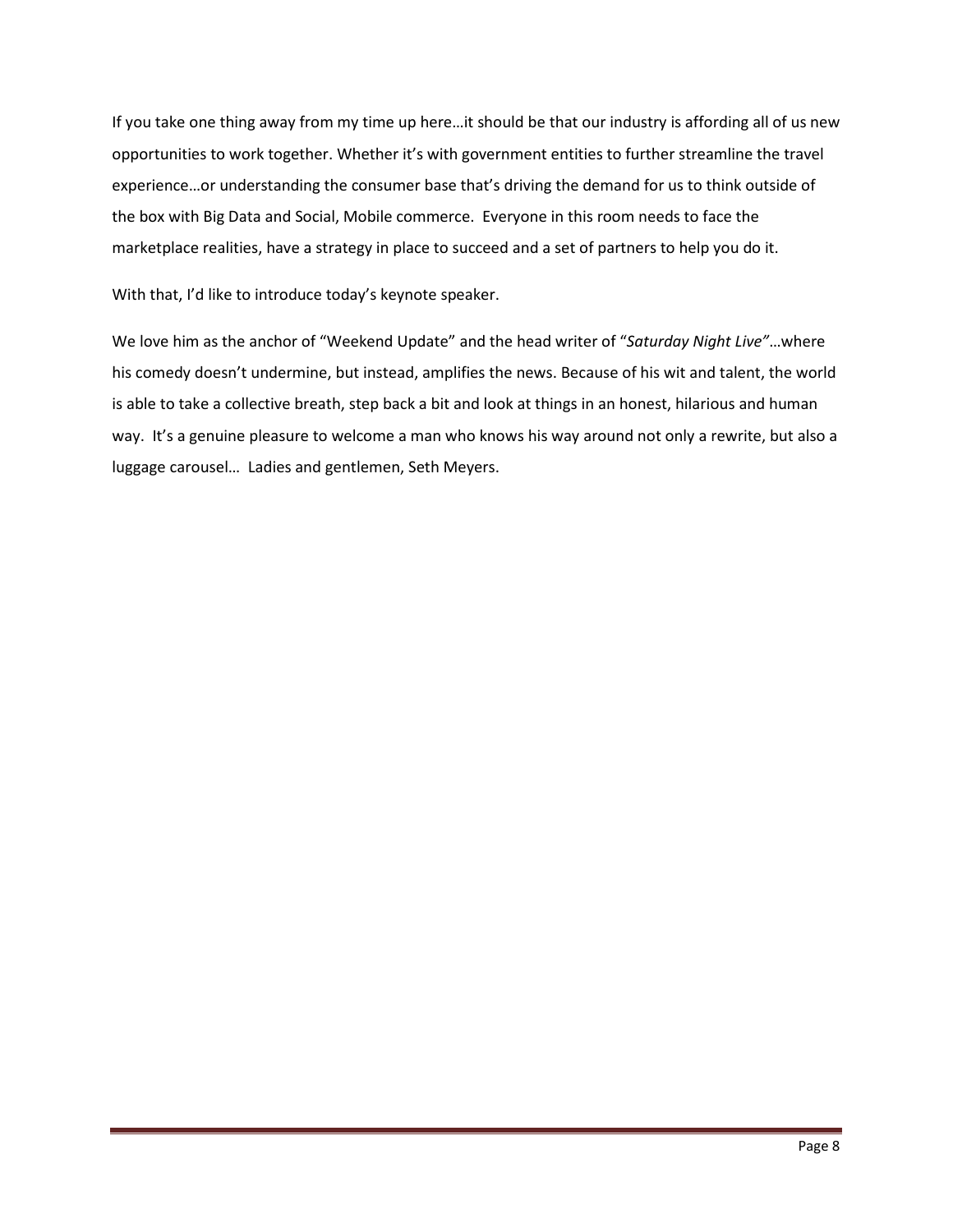If you take one thing away from my time up here…it should be that our industry is affording all of us new opportunities to work together. Whether it's with government entities to further streamline the travel experience…or understanding the consumer base that's driving the demand for us to think outside of the box with Big Data and Social, Mobile commerce. Everyone in this room needs to face the marketplace realities, have a strategy in place to succeed and a set of partners to help you do it.

With that, I'd like to introduce today's keynote speaker.

We love him as the anchor of "Weekend Update" and the head writer of "*Saturday Night Live"*…where his comedy doesn't undermine, but instead, amplifies the news. Because of his wit and talent, the world is able to take a collective breath, step back a bit and look at things in an honest, hilarious and human way. It's a genuine pleasure to welcome a man who knows his way around not only a rewrite, but also a luggage carousel… Ladies and gentlemen, Seth Meyers.